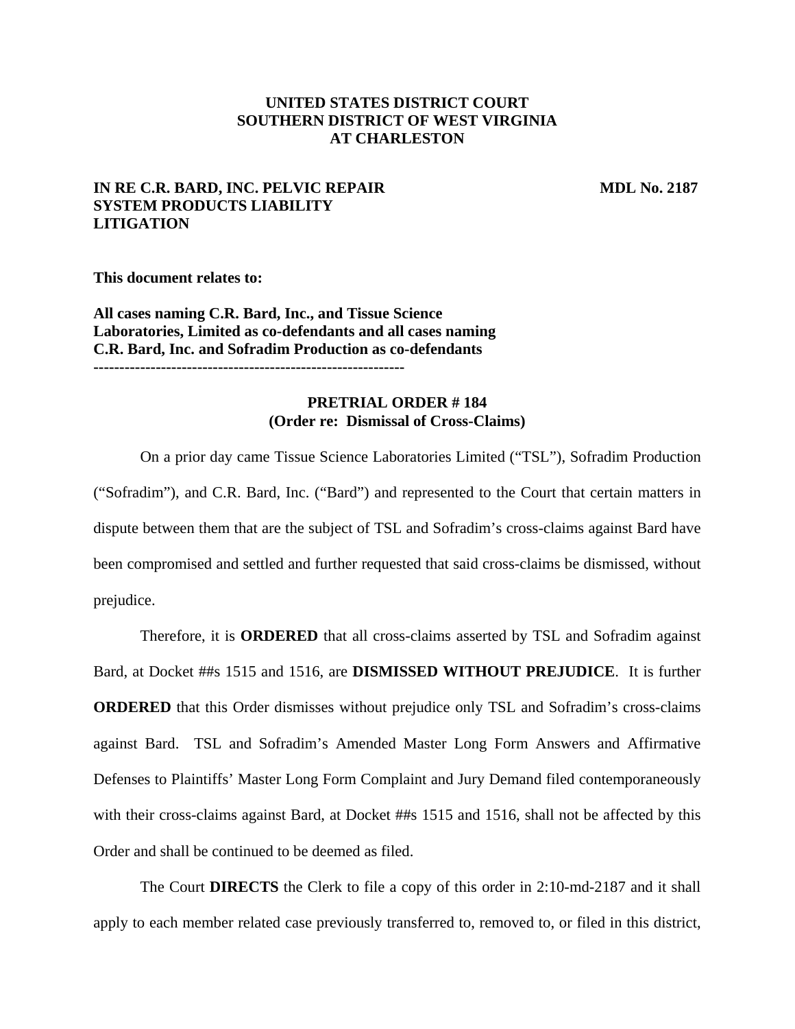**UNITED STATES DISTRICT COURT**
**SOUTHERN DISTRICT OF WEST VIRGINIA**
**AT CHARLESTON**

**IN RE C.R. BARD, INC. PELVIC REPAIR SYSTEM PRODUCTS LIABILITY LITIGATION**

**MDL No. 2187**

**This document relates to:**

**All cases naming C.R. Bard, Inc., and Tissue Science Laboratories, Limited as co-defendants and all cases naming C.R. Bard, Inc. and Sofradim Production as co-defendants**

-----------------------------------------------------------

**PRETRIAL ORDER # 184**
**(Order re: Dismissal of Cross-Claims)**

On a prior day came Tissue Science Laboratories Limited ("TSL"), Sofradim Production ("Sofradim"), and C.R. Bard, Inc. ("Bard") and represented to the Court that certain matters in dispute between them that are the subject of TSL and Sofradim's cross-claims against Bard have been compromised and settled and further requested that said cross-claims be dismissed, without prejudice.

Therefore, it is **ORDERED** that all cross-claims asserted by TSL and Sofradim against Bard, at Docket ##s 1515 and 1516, are **DISMISSED WITHOUT PREJUDICE**. It is further **ORDERED** that this Order dismisses without prejudice only TSL and Sofradim's cross-claims against Bard. TSL and Sofradim's Amended Master Long Form Answers and Affirmative Defenses to Plaintiffs' Master Long Form Complaint and Jury Demand filed contemporaneously with their cross-claims against Bard, at Docket ##s 1515 and 1516, shall not be affected by this Order and shall be continued to be deemed as filed.

The Court **DIRECTS** the Clerk to file a copy of this order in 2:10-md-2187 and it shall apply to each member related case previously transferred to, removed to, or filed in this district,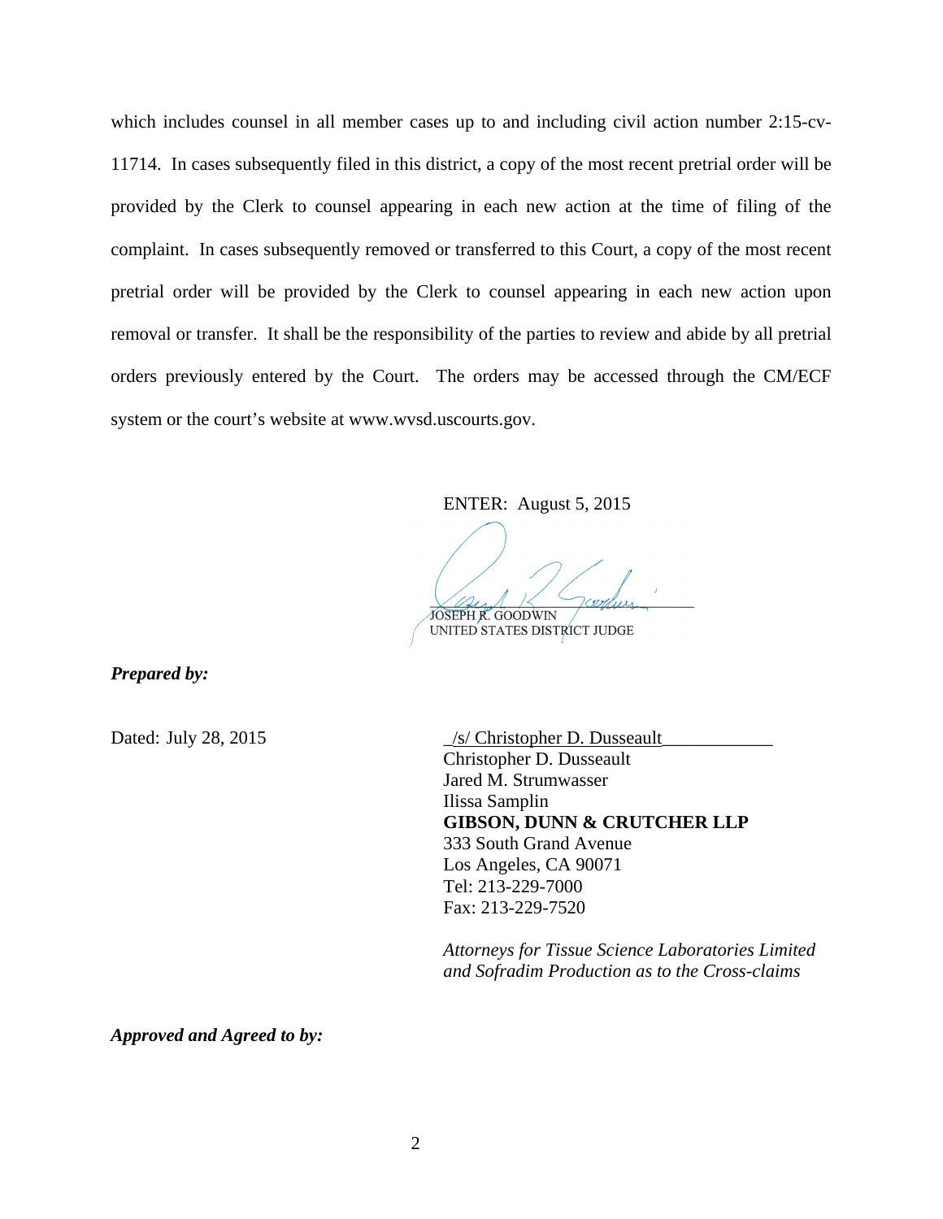which includes counsel in all member cases up to and including civil action number 2:15-cv-11714. In cases subsequently filed in this district, a copy of the most recent pretrial order will be provided by the Clerk to counsel appearing in each new action at the time of filing of the complaint. In cases subsequently removed or transferred to this Court, a copy of the most recent pretrial order will be provided by the Clerk to counsel appearing in each new action upon removal or transfer. It shall be the responsibility of the parties to review and abide by all pretrial orders previously entered by the Court. The orders may be accessed through the CM/ECF system or the court's website at www.wvsd.uscourts.gov.

ENTER: August 5, 2015

JOSEPH R. GOODWIN
UNITED STATES DISTRICT JUDGE

***Prepared by:***

Dated: July 28, 2015

/s/ Christopher D. Dusseault
Christopher D. Dusseault
Jared M. Strumwasser
Ilissa Samplin
**GIBSON, DUNN & CRUTCHER LLP**
333 South Grand Avenue
Los Angeles, CA 90071
Tel: 213-229-7000
Fax: 213-229-7520

*Attorneys for Tissue Science Laboratories Limited and Sofradim Production as to the Cross-claims*

***Approved and Agreed to by:***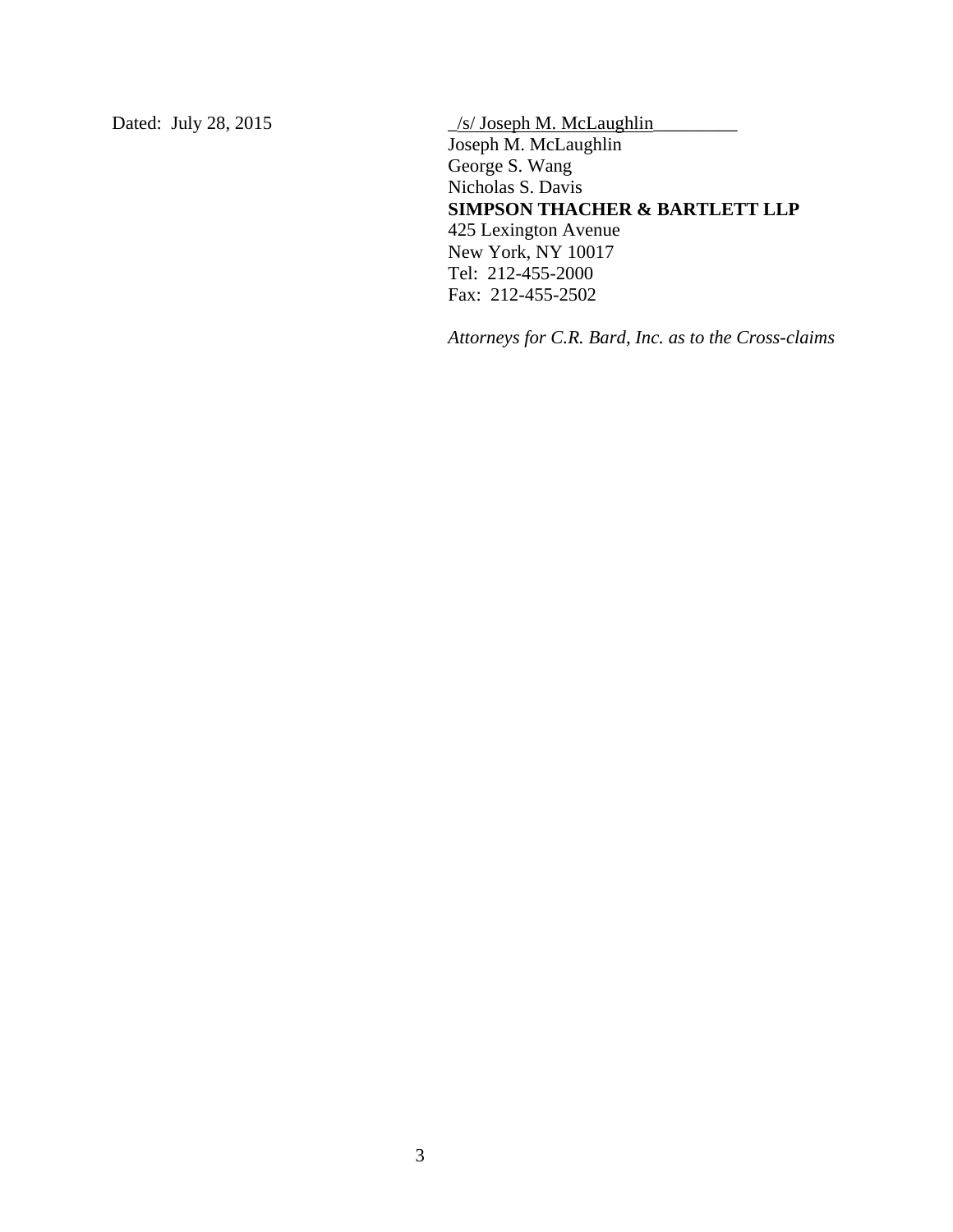Dated: July 28, 2015

/s/ Joseph M. McLaughlin
Joseph M. McLaughlin
George S. Wang
Nicholas S. Davis
**SIMPSON THACHER & BARTLETT LLP**
425 Lexington Avenue
New York, NY 10017
Tel: 212-455-2000
Fax: 212-455-2502

*Attorneys for C.R. Bard, Inc. as to the Cross-claims*